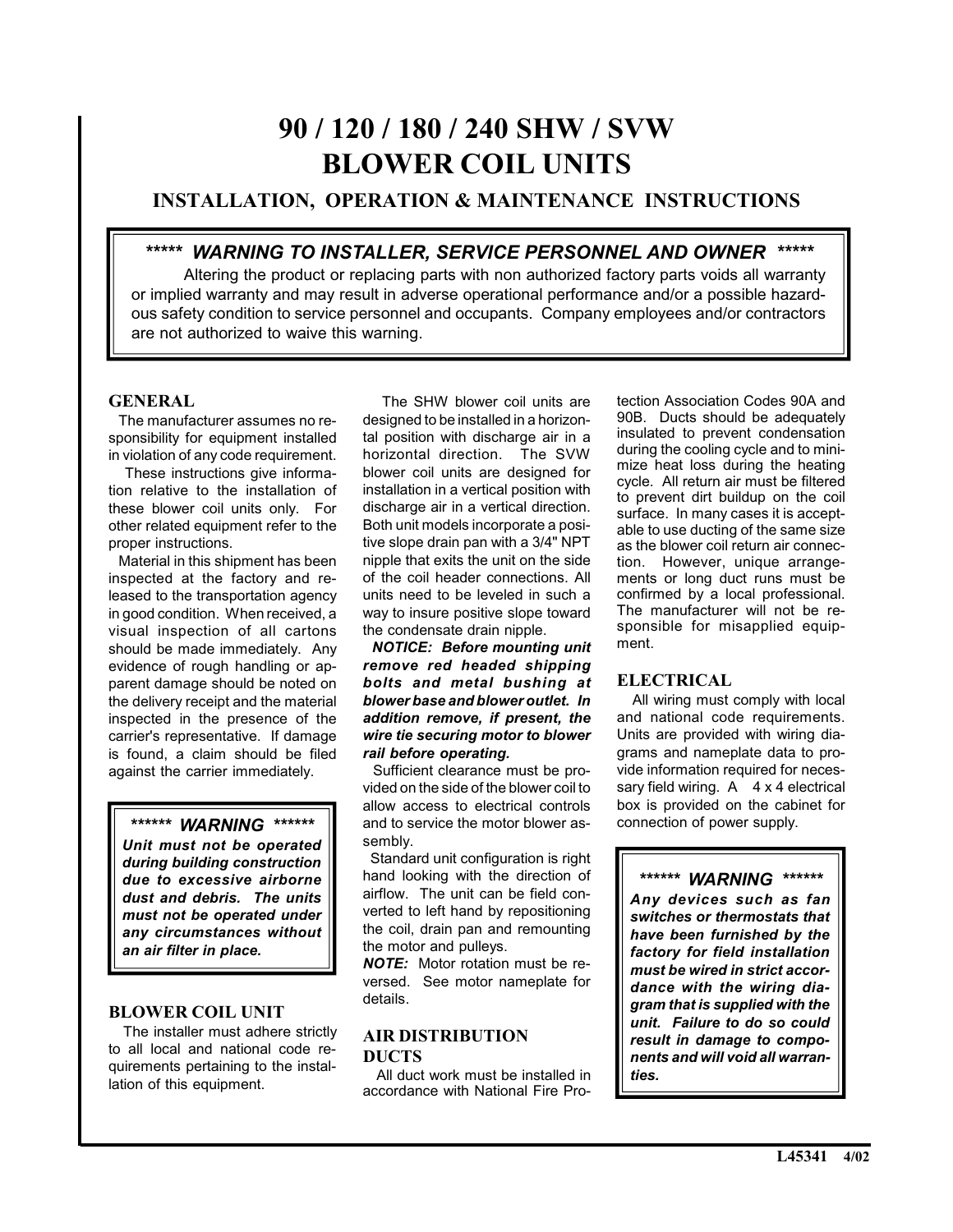# 90 / 120 / 180 / 240 SHW / SVW BLOWER COIL UNITS

## INSTALLATION, OPERATION & MAINTENANCE INSTRUCTIONS

> ***\*\*\*\*\* WARNING TO INSTALLER, SERVICE PERSONNEL AND OWNER \*\*\*\*\****
>
> Altering the product or replacing parts with non authorized factory parts voids all warranty or implied warranty and may result in adverse operational performance and/or a possible hazardous safety condition to service personnel and occupants. Company employees and/or contractors are not authorized to waive this warning.

### GENERAL

The manufacturer assumes no responsibility for equipment installed in violation of any code requirement.

These instructions give information relative to the installation of these blower coil units only. For other related equipment refer to the proper instructions.

Material in this shipment has been inspected at the factory and released to the transportation agency in good condition. When received, a visual inspection of all cartons should be made immediately. Any evidence of rough handling or apparent damage should be noted on the delivery receipt and the material inspected in the presence of the carrier's representative. If damage is found, a claim should be filed against the carrier immediately.

> ***\*\*\*\*\*\* WARNING \*\*\*\*\*\****
>
> ***Unit must not be operated during building construction due to excessive airborne dust and debris. The units must not be operated under any circumstances without an air filter in place.***

### BLOWER COIL UNIT

The installer must adhere strictly to all local and national code requirements pertaining to the installation of this equipment.

The SHW blower coil units are designed to be installed in a horizontal position with discharge air in a horizontal direction. The SVW blower coil units are designed for installation in a vertical position with discharge air in a vertical direction. Both unit models incorporate a positive slope drain pan with a 3/4" NPT nipple that exits the unit on the side of the coil header connections. All units need to be leveled in such a way to insure positive slope toward the condensate drain nipple.

***NOTICE: Before mounting unit remove red headed shipping bolts and metal bushing at blower base and blower outlet. In addition remove, if present, the wire tie securing motor to blower rail before operating.***

Sufficient clearance must be provided on the side of the blower coil to allow access to electrical controls and to service the motor blower assembly.

Standard unit configuration is right hand looking with the direction of airflow. The unit can be field converted to left hand by repositioning the coil, drain pan and remounting the motor and pulleys.

***NOTE:*** Motor rotation must be reversed. See motor nameplate for details.

### AIR DISTRIBUTION DUCTS

All duct work must be installed in accordance with National Fire Protection Association Codes 90A and 90B. Ducts should be adequately insulated to prevent condensation during the cooling cycle and to minimize heat loss during the heating cycle. All return air must be filtered to prevent dirt buildup on the coil surface. In many cases it is acceptable to use ducting of the same size as the blower coil return air connection. However, unique arrangements or long duct runs must be confirmed by a local professional. The manufacturer will not be responsible for misapplied equipment.

### ELECTRICAL

All wiring must comply with local and national code requirements. Units are provided with wiring diagrams and nameplate data to provide information required for necessary field wiring. A 4 x 4 electrical box is provided on the cabinet for connection of power supply.

> ***\*\*\*\*\*\* WARNING \*\*\*\*\*\*\****
>
> ***Any devices such as fan switches or thermostats that have been furnished by the factory for field installation must be wired in strict accordance with the wiring diagram that is supplied with the unit. Failure to do so could result in damage to components and will void all warranties.***

L45341 4/02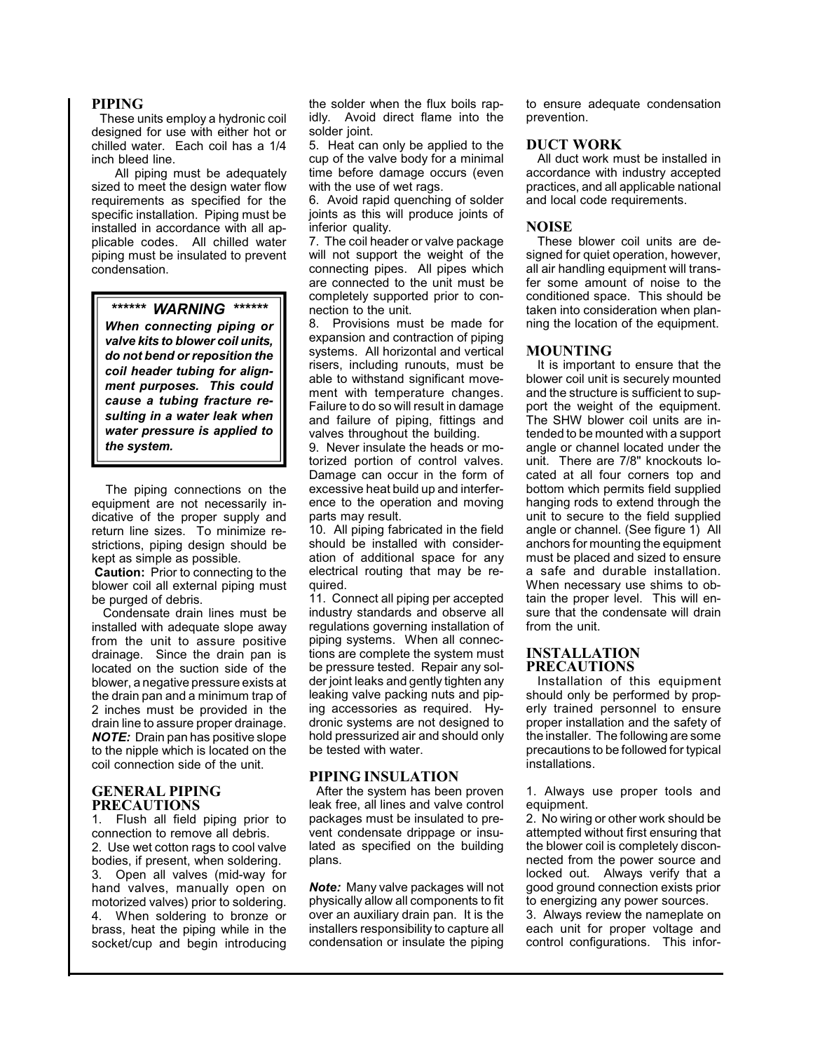## PIPING

These units employ a hydronic coil designed for use with either hot or chilled water. Each coil has a 1/4 inch bleed line.

All piping must be adequately sized to meet the design water flow requirements as specified for the specific installation. Piping must be installed in accordance with all applicable codes. All chilled water piping must be insulated to prevent condensation.

> ***\*\*\*\*\*\* WARNING \*\*\*\*\*\****
>
> ***When connecting piping or valve kits to blower coil units, do not bend or reposition the coil header tubing for alignment purposes. This could cause a tubing fracture resulting in a water leak when water pressure is applied to the system.***

The piping connections on the equipment are not necessarily indicative of the proper supply and return line sizes. To minimize restrictions, piping design should be kept as simple as possible.

**Caution:** Prior to connecting to the blower coil all external piping must be purged of debris.

Condensate drain lines must be installed with adequate slope away from the unit to assure positive drainage. Since the drain pan is located on the suction side of the blower, a negative pressure exists at the drain pan and a minimum trap of 2 inches must be provided in the drain line to assure proper drainage. ***NOTE:*** Drain pan has positive slope to the nipple which is located on the coil connection side of the unit.

## GENERAL PIPING PRECAUTIONS

1. Flush all field piping prior to connection to remove all debris.
2. Use wet cotton rags to cool valve bodies, if present, when soldering.
3. Open all valves (mid-way for hand valves, manually open on motorized valves) prior to soldering.
4. When soldering to bronze or brass, heat the piping while in the socket/cup and begin introducing the solder when the flux boils rapidly. Avoid direct flame into the solder joint.
5. Heat can only be applied to the cup of the valve body for a minimal time before damage occurs (even with the use of wet rags.
6. Avoid rapid quenching of solder joints as this will produce joints of inferior quality.
7. The coil header or valve package will not support the weight of the connecting pipes. All pipes which are connected to the unit must be completely supported prior to connection to the unit.
8. Provisions must be made for expansion and contraction of piping systems. All horizontal and vertical risers, including runouts, must be able to withstand significant movement with temperature changes. Failure to do so will result in damage and failure of piping, fittings and valves throughout the building.
9. Never insulate the heads or motorized portion of control valves. Damage can occur in the form of excessive heat build up and interference to the operation and moving parts may result.
10. All piping fabricated in the field should be installed with consideration of additional space for any electrical routing that may be required.
11. Connect all piping per accepted industry standards and observe all regulations governing installation of piping systems. When all connections are complete the system must be pressure tested. Repair any solder joint leaks and gently tighten any leaking valve packing nuts and piping accessories as required. Hydronic systems are not designed to hold pressurized air and should only be tested with water.

## PIPING INSULATION

After the system has been proven leak free, all lines and valve control packages must be insulated to prevent condensate drippage or insulated as specified on the building plans.

***Note:*** Many valve packages will not physically allow all components to fit over an auxiliary drain pan. It is the installers responsibility to capture all condensation or insulate the piping to ensure adequate condensation prevention.

## DUCT WORK

All duct work must be installed in accordance with industry accepted practices, and all applicable national and local code requirements.

## NOISE

These blower coil units are designed for quiet operation, however, all air handling equipment will transfer some amount of noise to the conditioned space. This should be taken into consideration when planning the location of the equipment.

## MOUNTING

It is important to ensure that the blower coil unit is securely mounted and the structure is sufficient to support the weight of the equipment. The SHW blower coil units are intended to be mounted with a support angle or channel located under the unit. There are 7/8" knockouts located at all four corners top and bottom which permits field supplied hanging rods to extend through the unit to secure to the field supplied angle or channel. (See figure 1) All anchors for mounting the equipment must be placed and sized to ensure a safe and durable installation. When necessary use shims to obtain the proper level. This will ensure that the condensate will drain from the unit.

## INSTALLATION PRECAUTIONS

Installation of this equipment should only be performed by properly trained personnel to ensure proper installation and the safety of the installer. The following are some precautions to be followed for typical installations.

1. Always use proper tools and equipment.
2. No wiring or other work should be attempted without first ensuring that the blower coil is completely disconnected from the power source and locked out. Always verify that a good ground connection exists prior to energizing any power sources.
3. Always review the nameplate on each unit for proper voltage and control configurations. This infor-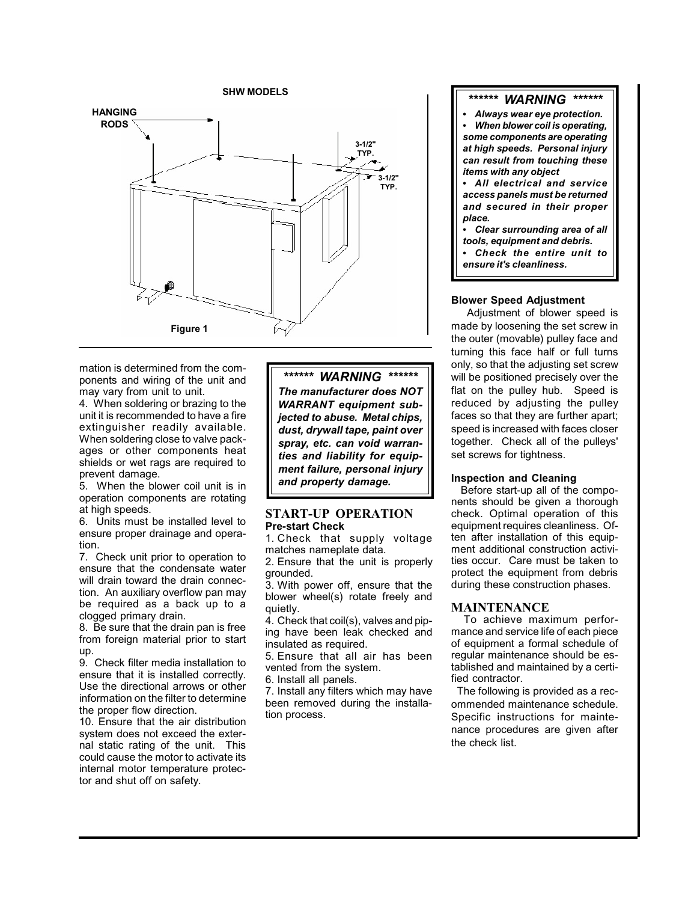**SHW MODELS**

HANGING RODS

3-1/2" TYP.

3-1/2" TYP.

Figure 1

mation is determined from the components and wiring of the unit and may vary from unit to unit.

4. When soldering or brazing to the unit it is recommended to have a fire extinguisher readily available. When soldering close to valve packages or other components heat shields or wet rags are required to prevent damage.
5. When the blower coil unit is in operation components are rotating at high speeds.
6. Units must be installed level to ensure proper drainage and operation.
7. Check unit prior to operation to ensure that the condensate water will drain toward the drain connection. An auxiliary overflow pan may be required as a back up to a clogged primary drain.
8. Be sure that the drain pan is free from foreign material prior to start up.
9. Check filter media installation to ensure that it is installed correctly. Use the directional arrows or other information on the filter to determine the proper flow direction.
10. Ensure that the air distribution system does not exceed the external static rating of the unit. This could cause the motor to activate its internal motor temperature protector and shut off on safety.

> ***\*\*\*\*\*\* WARNING \*\*\*\*\*\****
>
> ***The manufacturer does NOT WARRANT equipment subjected to abuse. Metal chips, dust, drywall tape, paint over spray, etc. can void warranties and liability for equipment failure, personal injury and property damage.***

## START-UP OPERATION

### Pre-start Check

1. Check that supply voltage matches nameplate data.
2. Ensure that the unit is properly grounded.
3. With power off, ensure that the blower wheel(s) rotate freely and quietly.
4. Check that coil(s), valves and piping have been leak checked and insulated as required.
5. Ensure that all air has been vented from the system.
6. Install all panels.
7. Install any filters which may have been removed during the installation process.

> ***\*\*\*\*\*\* WARNING \*\*\*\*\*\****
>
> - ***Always wear eye protection.***
> - ***When blower coil is operating, some components are operating at high speeds. Personal injury can result from touching these items with any object***
> - ***All electrical and service access panels must be returned and secured in their proper place.***
> - ***Clear surrounding area of all tools, equipment and debris.***
> - ***Check the entire unit to ensure it's cleanliness.***

### Blower Speed Adjustment

Adjustment of blower speed is made by loosening the set screw in the outer (movable) pulley face and turning this face half or full turns only, so that the adjusting set screw will be positioned precisely over the flat on the pulley hub. Speed is reduced by adjusting the pulley faces so that they are further apart; speed is increased with faces closer together. Check all of the pulleys' set screws for tightness.

### Inspection and Cleaning

Before start-up all of the components should be given a thorough check. Optimal operation of this equipment requires cleanliness. Often after installation of this equipment additional construction activities occur. Care must be taken to protect the equipment from debris during these construction phases.

## MAINTENANCE

To achieve maximum performance and service life of each piece of equipment a formal schedule of regular maintenance should be established and maintained by a certified contractor.

The following is provided as a recommended maintenance schedule. Specific instructions for maintenance procedures are given after the check list.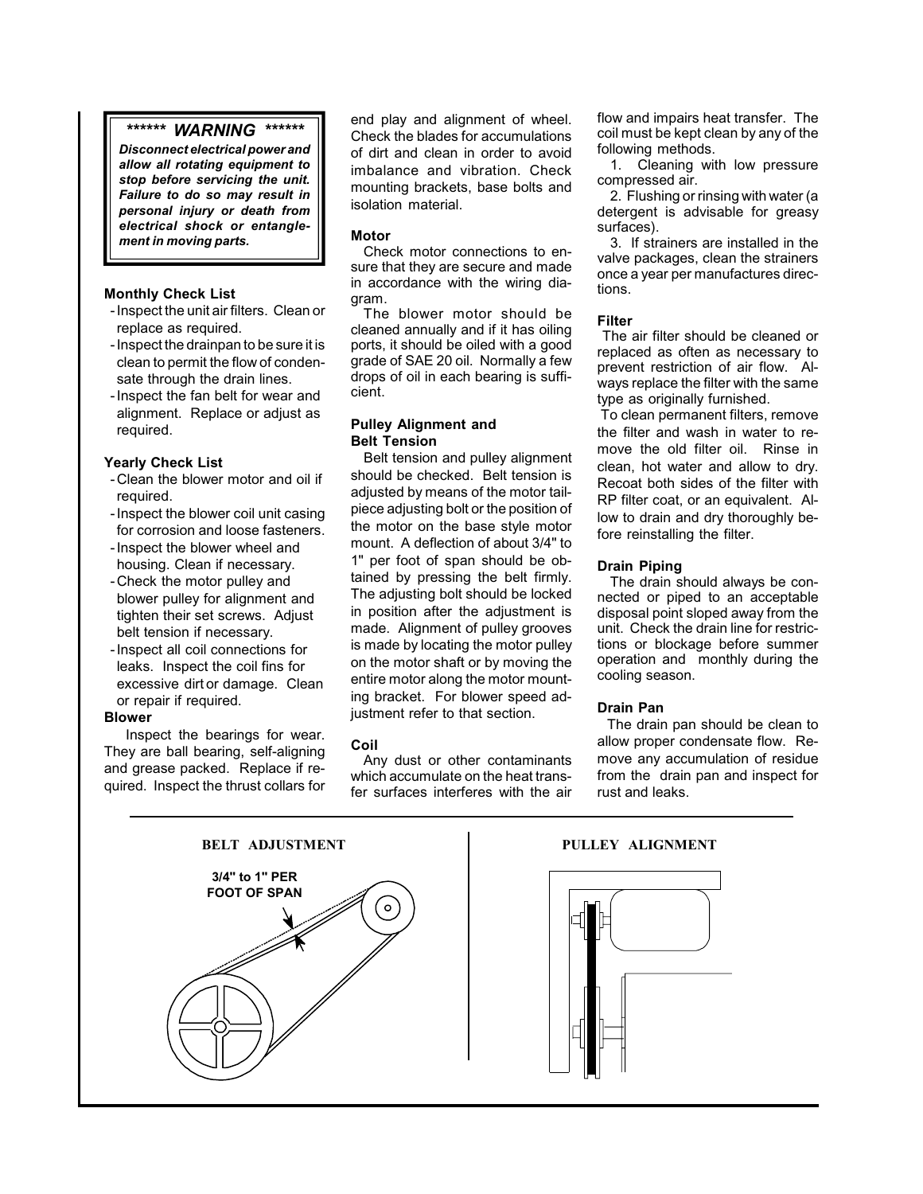**\*\*\*\*\*\* *WARNING* \*\*\*\*\*\***

***Disconnect electrical power and allow all rotating equipment to stop before servicing the unit. Failure to do so may result in personal injury or death from electrical shock or entanglement in moving parts.***

**Monthly Check List**

- Inspect the unit air filters. Clean or replace as required.
- Inspect the drainpan to be sure it is clean to permit the flow of condensate through the drain lines.
- Inspect the fan belt for wear and alignment. Replace or adjust as required.

**Yearly Check List**

- Clean the blower motor and oil if required.
- Inspect the blower coil unit casing for corrosion and loose fasteners.
- Inspect the blower wheel and housing. Clean if necessary.
- Check the motor pulley and blower pulley for alignment and tighten their set screws. Adjust belt tension if necessary.
- Inspect all coil connections for leaks. Inspect the coil fins for excessive dirt or damage. Clean or repair if required.

**Blower**

Inspect the bearings for wear. They are ball bearing, self-aligning and grease packed. Replace if required. Inspect the thrust collars for end play and alignment of wheel. Check the blades for accumulations of dirt and clean in order to avoid imbalance and vibration. Check mounting brackets, base bolts and isolation material.

**Motor**

Check motor connections to ensure that they are secure and made in accordance with the wiring diagram.

The blower motor should be cleaned annually and if it has oiling ports, it should be oiled with a good grade of SAE 20 oil. Normally a few drops of oil in each bearing is sufficient.

**Pulley Alignment and Belt Tension**

Belt tension and pulley alignment should be checked. Belt tension is adjusted by means of the motor tailpiece adjusting bolt or the position of the motor on the base style motor mount. A deflection of about 3/4" to 1" per foot of span should be obtained by pressing the belt firmly. The adjusting bolt should be locked in position after the adjustment is made. Alignment of pulley grooves is made by locating the motor pulley on the motor shaft or by moving the entire motor along the motor mounting bracket. For blower speed adjustment refer to that section.

**Coil**

Any dust or other contaminants which accumulate on the heat transfer surfaces interferes with the air flow and impairs heat transfer. The coil must be kept clean by any of the following methods.

1. Cleaning with low pressure compressed air.
2. Flushing or rinsing with water (a detergent is advisable for greasy surfaces).
3. If strainers are installed in the valve packages, clean the strainers once a year per manufactures directions.

**Filter**

The air filter should be cleaned or replaced as often as necessary to prevent restriction of air flow. Always replace the filter with the same type as originally furnished.

To clean permanent filters, remove the filter and wash in water to remove the old filter oil. Rinse in clean, hot water and allow to dry. Recoat both sides of the filter with RP filter coat, or an equivalent. Allow to drain and dry thoroughly before reinstalling the filter.

**Drain Piping**

The drain should always be connected or piped to an acceptable disposal point sloped away from the unit. Check the drain line for restrictions or blockage before summer operation and monthly during the cooling season.

**Drain Pan**

The drain pan should be clean to allow proper condensate flow. Remove any accumulation of residue from the drain pan and inspect for rust and leaks.

**BELT ADJUSTMENT**

3/4" to 1" PER FOOT OF SPAN

**PULLEY ALIGNMENT**